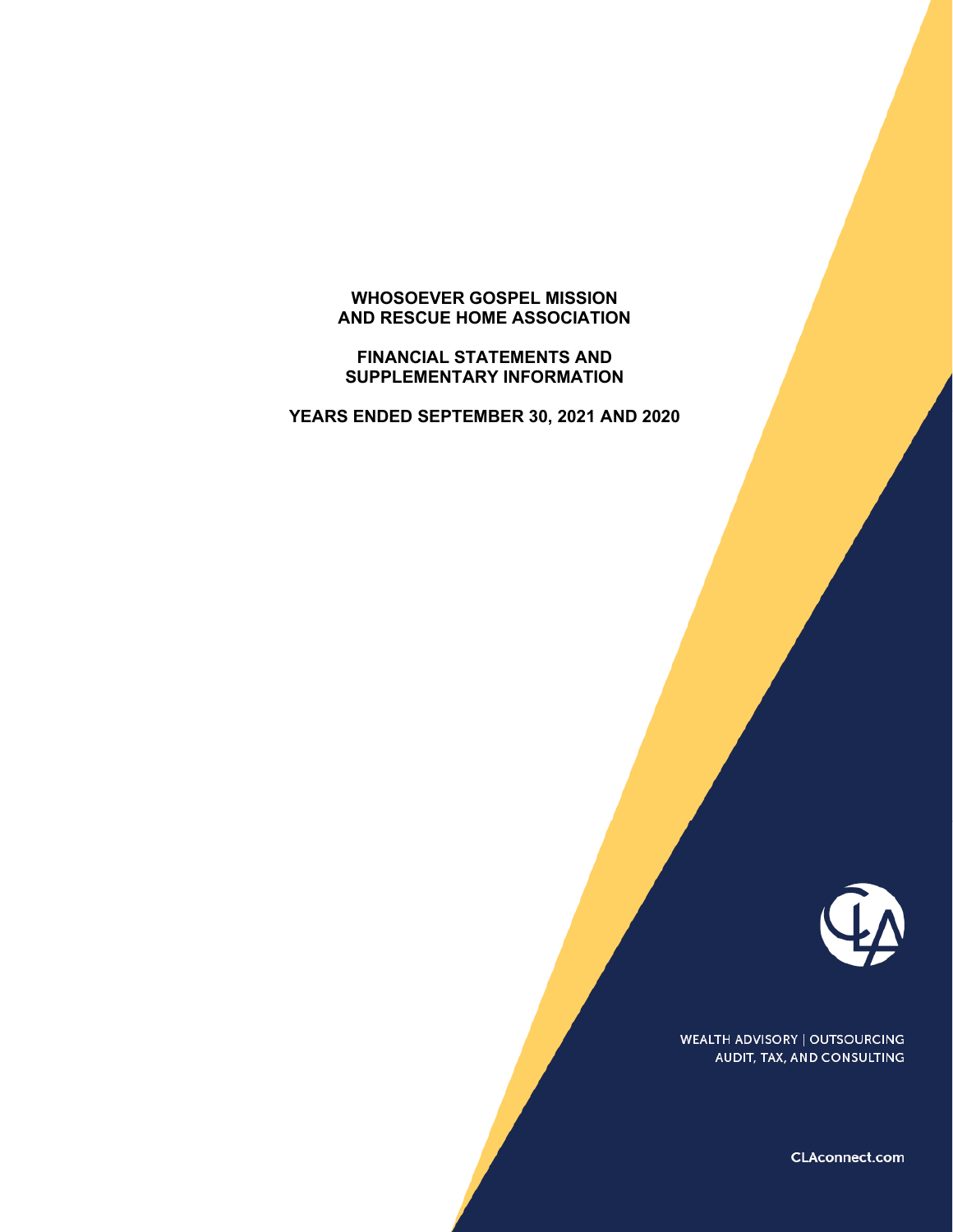# WHOSOEVER GOSPEL MISSION AND RESCUE HOME ASSOCIATION

## FINANCIAL STATEMENTS AND SUPPLEMENTARY INFORMATION

## YEARS ENDED SEPTEMBER 30, 2021 AND 2020

WEALTH ADVISORY | OUTSOURCING
AUDIT, TAX, AND CONSULTING

CLAconnect.com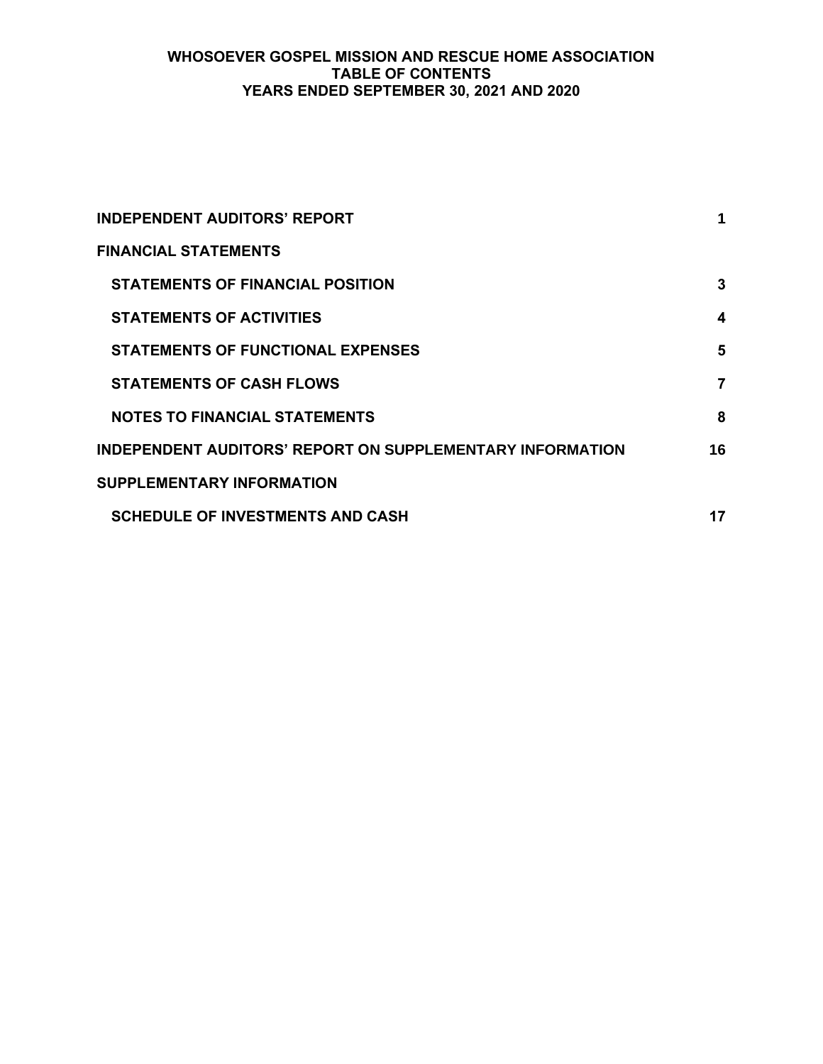# WHOSOEVER GOSPEL MISSION AND RESCUE HOME ASSOCIATION
## TABLE OF CONTENTS
## YEARS ENDED SEPTEMBER 30, 2021 AND 2020

| | |
|---|---|
| **INDEPENDENT AUDITORS' REPORT** | **1** |
| **FINANCIAL STATEMENTS** | |
| **STATEMENTS OF FINANCIAL POSITION** | **3** |
| **STATEMENTS OF ACTIVITIES** | **4** |
| **STATEMENTS OF FUNCTIONAL EXPENSES** | **5** |
| **STATEMENTS OF CASH FLOWS** | **7** |
| **NOTES TO FINANCIAL STATEMENTS** | **8** |
| **INDEPENDENT AUDITORS' REPORT ON SUPPLEMENTARY INFORMATION** | **16** |
| **SUPPLEMENTARY INFORMATION** | |
| **SCHEDULE OF INVESTMENTS AND CASH** | **17** |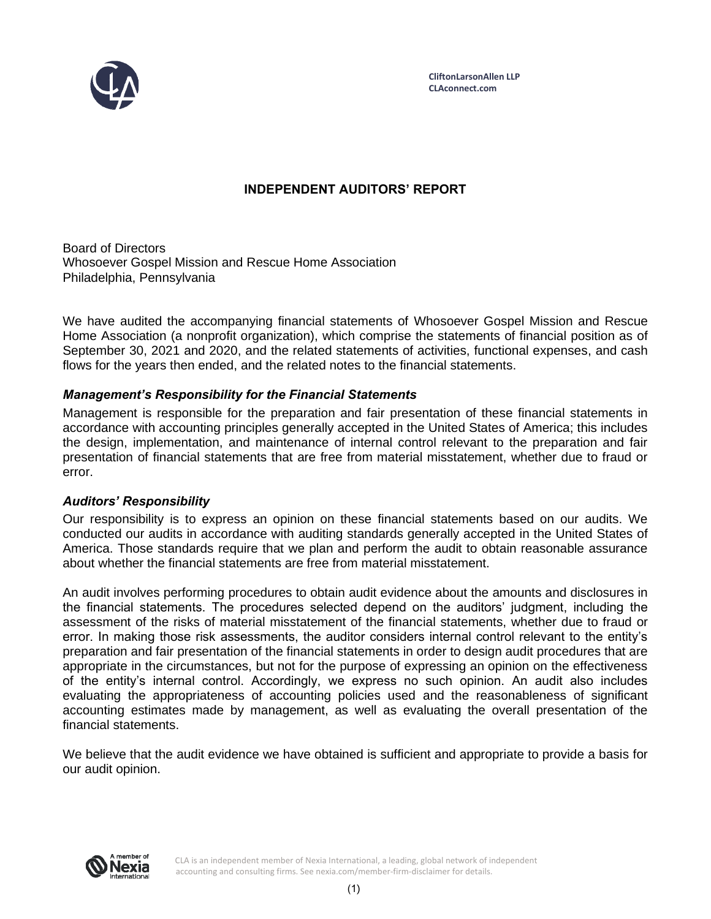CliftonLarsonAllen LLP
CLAconnect.com

## INDEPENDENT AUDITORS' REPORT

Board of Directors
Whosoever Gospel Mission and Rescue Home Association
Philadelphia, Pennsylvania

We have audited the accompanying financial statements of Whosoever Gospel Mission and Rescue Home Association (a nonprofit organization), which comprise the statements of financial position as of September 30, 2021 and 2020, and the related statements of activities, functional expenses, and cash flows for the years then ended, and the related notes to the financial statements.

### *Management's Responsibility for the Financial Statements*

Management is responsible for the preparation and fair presentation of these financial statements in accordance with accounting principles generally accepted in the United States of America; this includes the design, implementation, and maintenance of internal control relevant to the preparation and fair presentation of financial statements that are free from material misstatement, whether due to fraud or error.

### *Auditors' Responsibility*

Our responsibility is to express an opinion on these financial statements based on our audits. We conducted our audits in accordance with auditing standards generally accepted in the United States of America. Those standards require that we plan and perform the audit to obtain reasonable assurance about whether the financial statements are free from material misstatement.

An audit involves performing procedures to obtain audit evidence about the amounts and disclosures in the financial statements. The procedures selected depend on the auditors' judgment, including the assessment of the risks of material misstatement of the financial statements, whether due to fraud or error. In making those risk assessments, the auditor considers internal control relevant to the entity's preparation and fair presentation of the financial statements in order to design audit procedures that are appropriate in the circumstances, but not for the purpose of expressing an opinion on the effectiveness of the entity's internal control. Accordingly, we express no such opinion. An audit also includes evaluating the appropriateness of accounting policies used and the reasonableness of significant accounting estimates made by management, as well as evaluating the overall presentation of the financial statements.

We believe that the audit evidence we have obtained is sufficient and appropriate to provide a basis for our audit opinion.

CLA is an independent member of Nexia International, a leading, global network of independent accounting and consulting firms. See nexia.com/member-firm-disclaimer for details.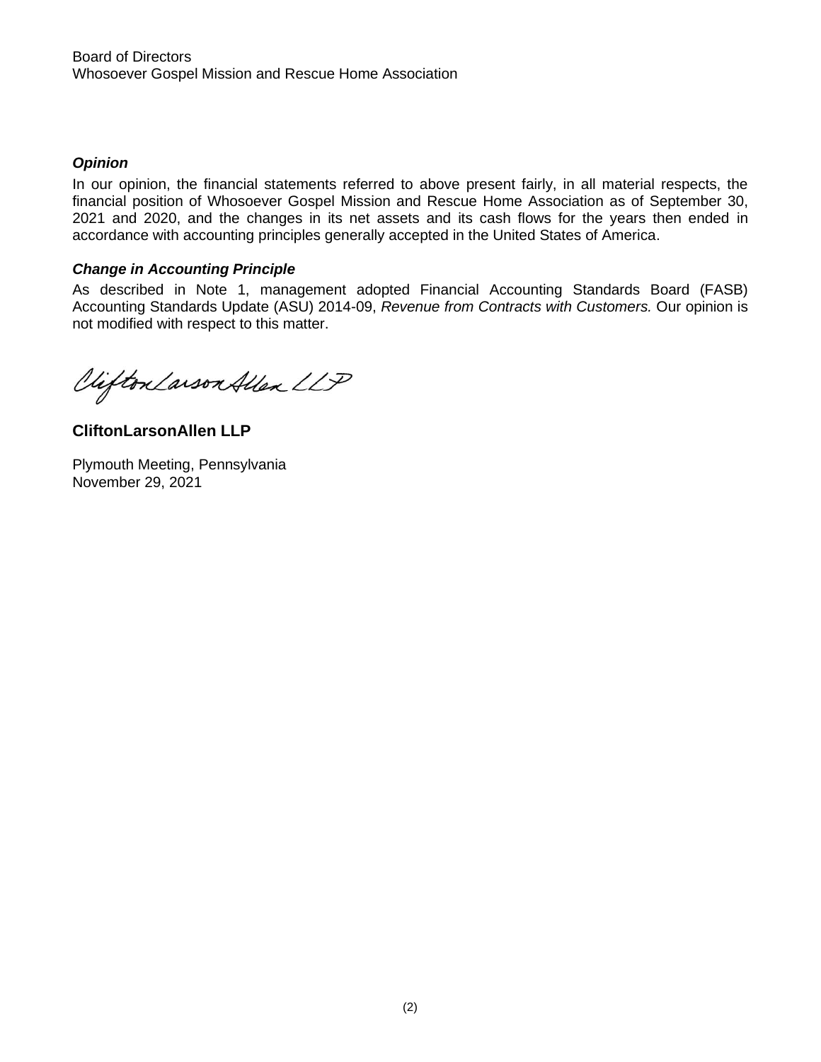Board of Directors
Whosoever Gospel Mission and Rescue Home Association

***Opinion***

In our opinion, the financial statements referred to above present fairly, in all material respects, the financial position of Whosoever Gospel Mission and Rescue Home Association as of September 30, 2021 and 2020, and the changes in its net assets and its cash flows for the years then ended in accordance with accounting principles generally accepted in the United States of America.

***Change in Accounting Principle***

As described in Note 1, management adopted Financial Accounting Standards Board (FASB) Accounting Standards Update (ASU) 2014-09, *Revenue from Contracts with Customers.* Our opinion is not modified with respect to this matter.

CliftonLarsonAllen LLP

**CliftonLarsonAllen LLP**

Plymouth Meeting, Pennsylvania
November 29, 2021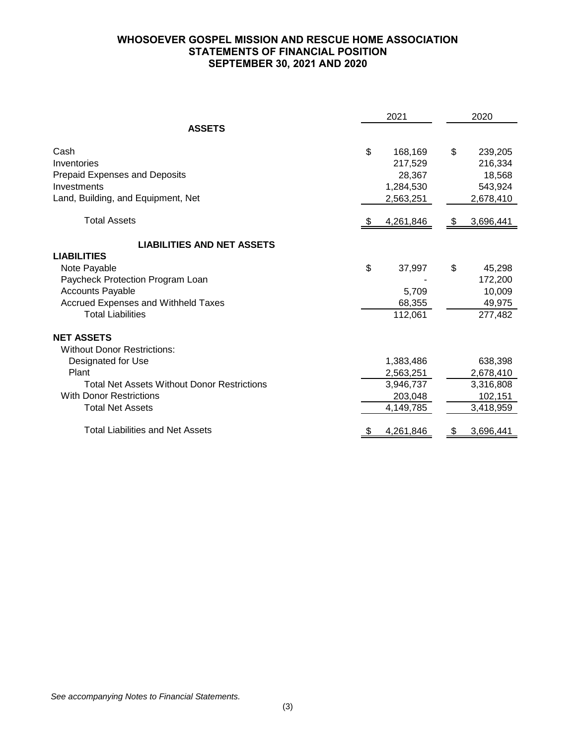# WHOSOEVER GOSPEL MISSION AND RESCUE HOME ASSOCIATION
## STATEMENTS OF FINANCIAL POSITION
## SEPTEMBER 30, 2021 AND 2020

| | 2021 | 2020 |
|---|---|---|
| **ASSETS** | | |
| Cash | $ 168,169 | $ 239,205 |
| Inventories | 217,529 | 216,334 |
| Prepaid Expenses and Deposits | 28,367 | 18,568 |
| Investments | 1,284,530 | 543,924 |
| Land, Building, and Equipment, Net | 2,563,251 | 2,678,410 |
| Total Assets | $ 4,261,846 | $ 3,696,441 |
| **LIABILITIES AND NET ASSETS** | | |
| **LIABILITIES** | | |
| Note Payable | $ 37,997 | $ 45,298 |
| Paycheck Protection Program Loan | - | 172,200 |
| Accounts Payable | 5,709 | 10,009 |
| Accrued Expenses and Withheld Taxes | 68,355 | 49,975 |
| Total Liabilities | 112,061 | 277,482 |
| **NET ASSETS** | | |
| Without Donor Restrictions: | | |
| Designated for Use | 1,383,486 | 638,398 |
| Plant | 2,563,251 | 2,678,410 |
| Total Net Assets Without Donor Restrictions | 3,946,737 | 3,316,808 |
| With Donor Restrictions | 203,048 | 102,151 |
| Total Net Assets | 4,149,785 | 3,418,959 |
| Total Liabilities and Net Assets | $ 4,261,846 | $ 3,696,441 |

*See accompanying Notes to Financial Statements.*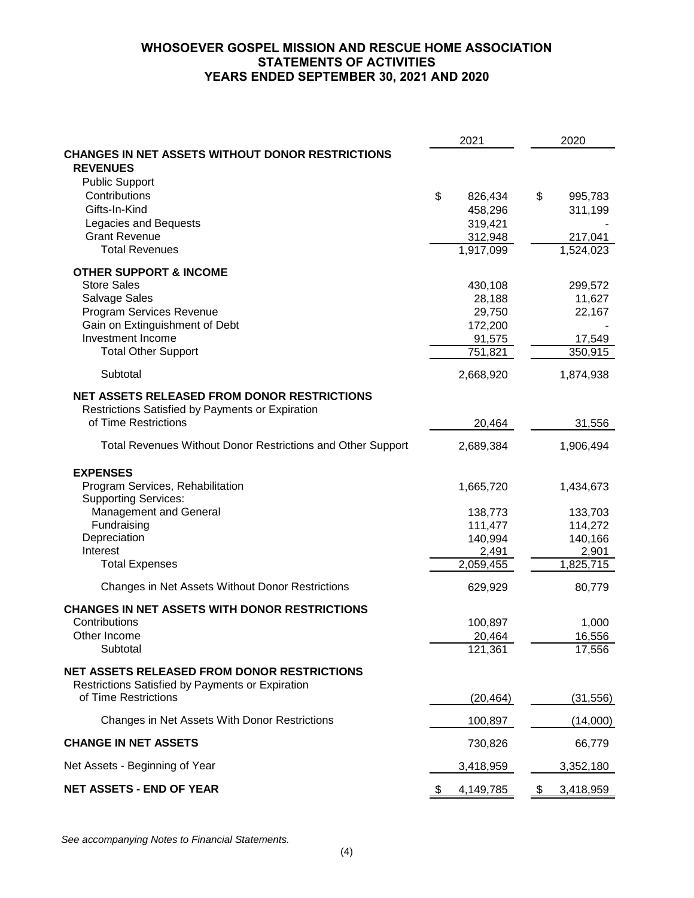# WHOSOEVER GOSPEL MISSION AND RESCUE HOME ASSOCIATION
## STATEMENTS OF ACTIVITIES
### YEARS ENDED SEPTEMBER 30, 2021 AND 2020

| | 2021 | 2020 |
|---|---|---|
| **CHANGES IN NET ASSETS WITHOUT DONOR RESTRICTIONS** | | |
| **REVENUES** | | |
| Public Support | | |
| Contributions | $ 826,434 | $ 995,783 |
| Gifts-In-Kind | 458,296 | 311,199 |
| Legacies and Bequests | 319,421 | - |
| Grant Revenue | 312,948 | 217,041 |
| Total Revenues | 1,917,099 | 1,524,023 |
| **OTHER SUPPORT & INCOME** | | |
| Store Sales | 430,108 | 299,572 |
| Salvage Sales | 28,188 | 11,627 |
| Program Services Revenue | 29,750 | 22,167 |
| Gain on Extinguishment of Debt | 172,200 | - |
| Investment Income | 91,575 | 17,549 |
| Total Other Support | 751,821 | 350,915 |
| Subtotal | 2,668,920 | 1,874,938 |
| **NET ASSETS RELEASED FROM DONOR RESTRICTIONS** | | |
| Restrictions Satisfied by Payments or Expiration of Time Restrictions | 20,464 | 31,556 |
| Total Revenues Without Donor Restrictions and Other Support | 2,689,384 | 1,906,494 |
| **EXPENSES** | | |
| Program Services, Rehabilitation | 1,665,720 | 1,434,673 |
| Supporting Services: | | |
| Management and General | 138,773 | 133,703 |
| Fundraising | 111,477 | 114,272 |
| Depreciation | 140,994 | 140,166 |
| Interest | 2,491 | 2,901 |
| Total Expenses | 2,059,455 | 1,825,715 |
| Changes in Net Assets Without Donor Restrictions | 629,929 | 80,779 |
| **CHANGES IN NET ASSETS WITH DONOR RESTRICTIONS** | | |
| Contributions | 100,897 | 1,000 |
| Other Income | 20,464 | 16,556 |
| Subtotal | 121,361 | 17,556 |
| **NET ASSETS RELEASED FROM DONOR RESTRICTIONS** | | |
| Restrictions Satisfied by Payments or Expiration of Time Restrictions | (20,464) | (31,556) |
| Changes in Net Assets With Donor Restrictions | 100,897 | (14,000) |
| **CHANGE IN NET ASSETS** | 730,826 | 66,779 |
| Net Assets - Beginning of Year | 3,418,959 | 3,352,180 |
| **NET ASSETS - END OF YEAR** | $ 4,149,785 | $ 3,418,959 |

*See accompanying Notes to Financial Statements.*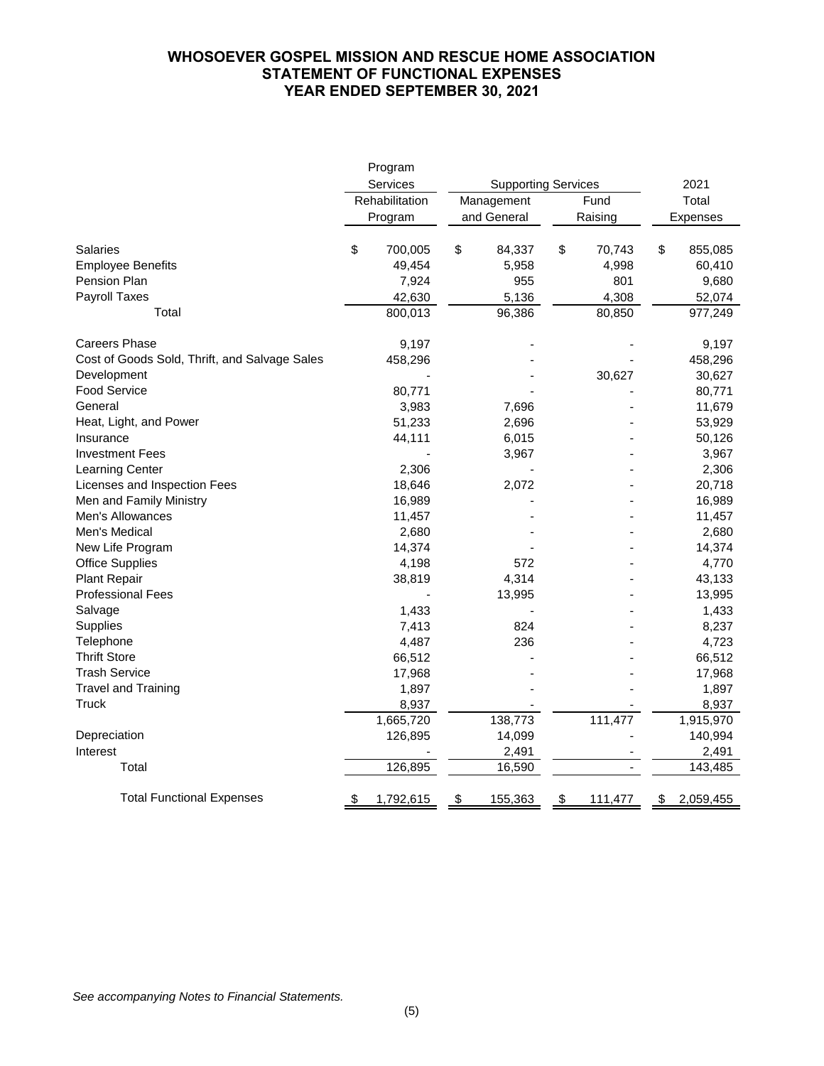# WHOSOEVER GOSPEL MISSION AND RESCUE HOME ASSOCIATION
## STATEMENT OF FUNCTIONAL EXPENSES
## YEAR ENDED SEPTEMBER 30, 2021

| | Program Services | Supporting Services | | 2021 |
|---|---|---|---|---|
| | Rehabilitation Program | Management and General | Fund Raising | Total Expenses |
| Salaries | $ 700,005 | $ 84,337 | $ 70,743 | $ 855,085 |
| Employee Benefits | 49,454 | 5,958 | 4,998 | 60,410 |
| Pension Plan | 7,924 | 955 | 801 | 9,680 |
| Payroll Taxes | 42,630 | 5,136 | 4,308 | 52,074 |
| Total | 800,013 | 96,386 | 80,850 | 977,249 |
| Careers Phase | 9,197 | - | - | 9,197 |
| Cost of Goods Sold, Thrift, and Salvage Sales | 458,296 | - | - | 458,296 |
| Development | - | - | 30,627 | 30,627 |
| Food Service | 80,771 | - | - | 80,771 |
| General | 3,983 | 7,696 | - | 11,679 |
| Heat, Light, and Power | 51,233 | 2,696 | - | 53,929 |
| Insurance | 44,111 | 6,015 | - | 50,126 |
| Investment Fees | - | 3,967 | - | 3,967 |
| Learning Center | 2,306 | - | - | 2,306 |
| Licenses and Inspection Fees | 18,646 | 2,072 | - | 20,718 |
| Men and Family Ministry | 16,989 | - | - | 16,989 |
| Men's Allowances | 11,457 | - | - | 11,457 |
| Men's Medical | 2,680 | - | - | 2,680 |
| New Life Program | 14,374 | - | - | 14,374 |
| Office Supplies | 4,198 | 572 | - | 4,770 |
| Plant Repair | 38,819 | 4,314 | - | 43,133 |
| Professional Fees | - | 13,995 | - | 13,995 |
| Salvage | 1,433 | - | - | 1,433 |
| Supplies | 7,413 | 824 | - | 8,237 |
| Telephone | 4,487 | 236 | - | 4,723 |
| Thrift Store | 66,512 | - | - | 66,512 |
| Trash Service | 17,968 | - | - | 17,968 |
| Travel and Training | 1,897 | - | - | 1,897 |
| Truck | 8,937 | - | - | 8,937 |
| | 1,665,720 | 138,773 | 111,477 | 1,915,970 |
| Depreciation | 126,895 | 14,099 | - | 140,994 |
| Interest | - | 2,491 | - | 2,491 |
| Total | 126,895 | 16,590 | - | 143,485 |
| Total Functional Expenses | $ 1,792,615 | $ 155,363 | $ 111,477 | $ 2,059,455 |

*See accompanying Notes to Financial Statements.*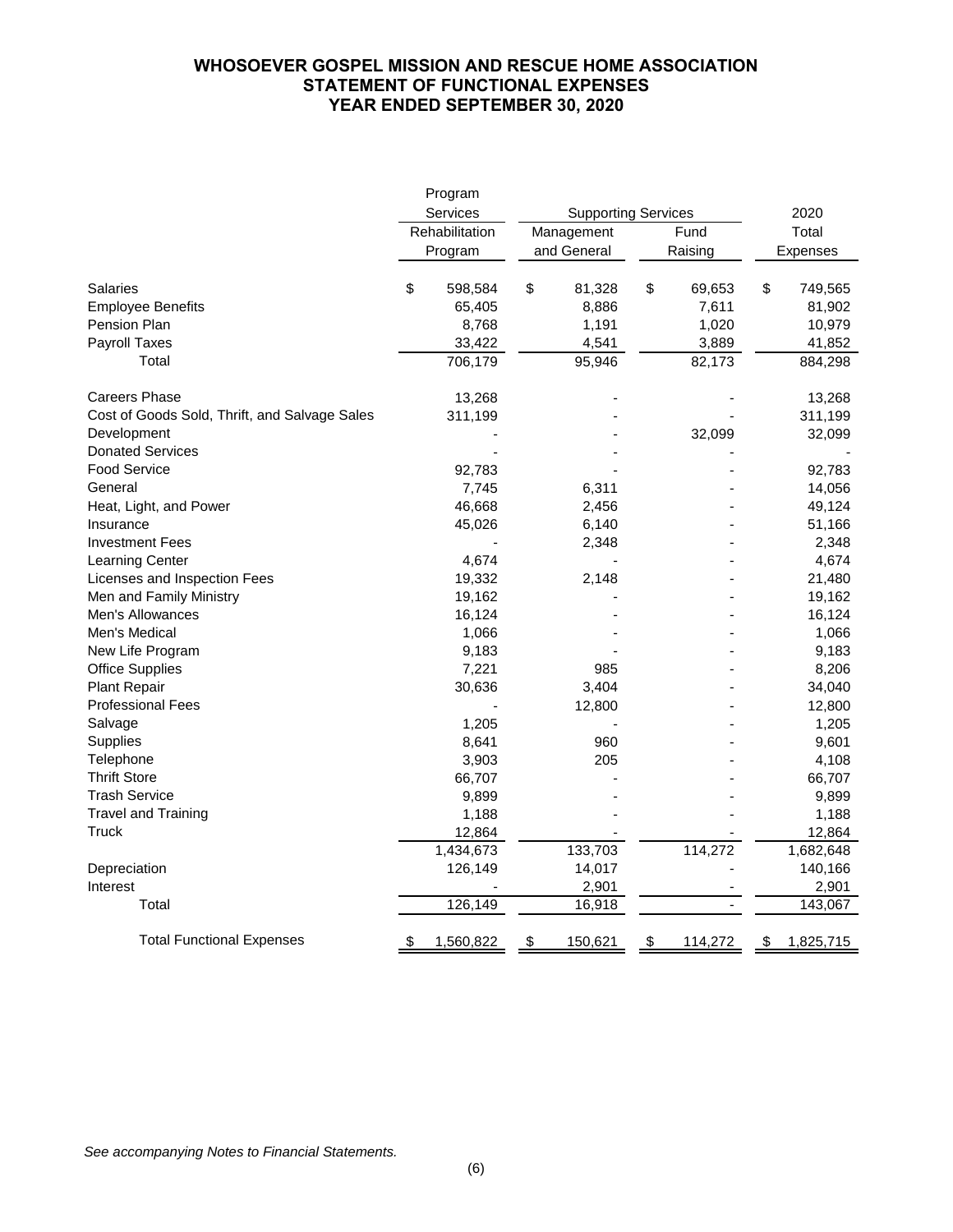# WHOSOEVER GOSPEL MISSION AND RESCUE HOME ASSOCIATION
## STATEMENT OF FUNCTIONAL EXPENSES
## YEAR ENDED SEPTEMBER 30, 2020

| | Program Services | Supporting Services | | 2020 |
|---|---|---|---|---|
| | Rehabilitation Program | Management and General | Fund Raising | Total Expenses |
| Salaries | $ 598,584 | $ 81,328 | $ 69,653 | $ 749,565 |
| Employee Benefits | 65,405 | 8,886 | 7,611 | 81,902 |
| Pension Plan | 8,768 | 1,191 | 1,020 | 10,979 |
| Payroll Taxes | 33,422 | 4,541 | 3,889 | 41,852 |
| Total | 706,179 | 95,946 | 82,173 | 884,298 |
| Careers Phase | 13,268 | - | - | 13,268 |
| Cost of Goods Sold, Thrift, and Salvage Sales | 311,199 | - | - | 311,199 |
| Development | - | - | 32,099 | 32,099 |
| Donated Services | - | - | - | - |
| Food Service | 92,783 | - | - | 92,783 |
| General | 7,745 | 6,311 | - | 14,056 |
| Heat, Light, and Power | 46,668 | 2,456 | - | 49,124 |
| Insurance | 45,026 | 6,140 | - | 51,166 |
| Investment Fees | - | 2,348 | - | 2,348 |
| Learning Center | 4,674 | - | - | 4,674 |
| Licenses and Inspection Fees | 19,332 | 2,148 | - | 21,480 |
| Men and Family Ministry | 19,162 | - | - | 19,162 |
| Men's Allowances | 16,124 | - | - | 16,124 |
| Men's Medical | 1,066 | - | - | 1,066 |
| New Life Program | 9,183 | - | - | 9,183 |
| Office Supplies | 7,221 | 985 | - | 8,206 |
| Plant Repair | 30,636 | 3,404 | - | 34,040 |
| Professional Fees | - | 12,800 | - | 12,800 |
| Salvage | 1,205 | - | - | 1,205 |
| Supplies | 8,641 | 960 | - | 9,601 |
| Telephone | 3,903 | 205 | - | 4,108 |
| Thrift Store | 66,707 | - | - | 66,707 |
| Trash Service | 9,899 | - | - | 9,899 |
| Travel and Training | 1,188 | - | - | 1,188 |
| Truck | 12,864 | - | - | 12,864 |
| | 1,434,673 | 133,703 | 114,272 | 1,682,648 |
| Depreciation | 126,149 | 14,017 | - | 140,166 |
| Interest | - | 2,901 | - | 2,901 |
| Total | 126,149 | 16,918 | - | 143,067 |
| Total Functional Expenses | $ 1,560,822 | $ 150,621 | $ 114,272 | $ 1,825,715 |

*See accompanying Notes to Financial Statements.*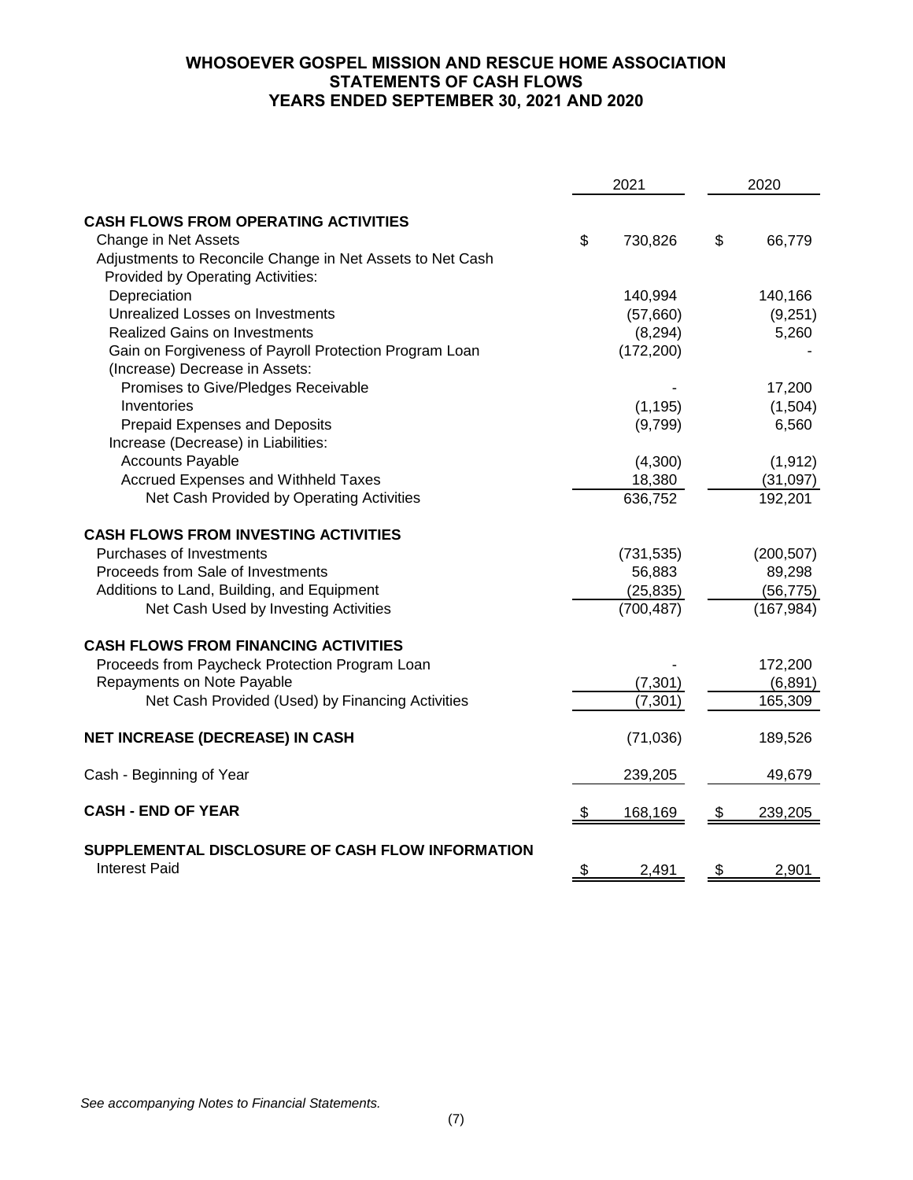# WHOSOEVER GOSPEL MISSION AND RESCUE HOME ASSOCIATION
## STATEMENTS OF CASH FLOWS
## YEARS ENDED SEPTEMBER 30, 2021 AND 2020

| | 2021 | 2020 |
|---|---|---|
| **CASH FLOWS FROM OPERATING ACTIVITIES** | | |
| Change in Net Assets | $ 730,826 | $ 66,779 |
| Adjustments to Reconcile Change in Net Assets to Net Cash Provided by Operating Activities: | | |
| Depreciation | 140,994 | 140,166 |
| Unrealized Losses on Investments | (57,660) | (9,251) |
| Realized Gains on Investments | (8,294) | 5,260 |
| Gain on Forgiveness of Payroll Protection Program Loan | (172,200) | - |
| (Increase) Decrease in Assets: | | |
| Promises to Give/Pledges Receivable | - | 17,200 |
| Inventories | (1,195) | (1,504) |
| Prepaid Expenses and Deposits | (9,799) | 6,560 |
| Increase (Decrease) in Liabilities: | | |
| Accounts Payable | (4,300) | (1,912) |
| Accrued Expenses and Withheld Taxes | 18,380 | (31,097) |
| Net Cash Provided by Operating Activities | 636,752 | 192,201 |
| **CASH FLOWS FROM INVESTING ACTIVITIES** | | |
| Purchases of Investments | (731,535) | (200,507) |
| Proceeds from Sale of Investments | 56,883 | 89,298 |
| Additions to Land, Building, and Equipment | (25,835) | (56,775) |
| Net Cash Used by Investing Activities | (700,487) | (167,984) |
| **CASH FLOWS FROM FINANCING ACTIVITIES** | | |
| Proceeds from Paycheck Protection Program Loan | - | 172,200 |
| Repayments on Note Payable | (7,301) | (6,891) |
| Net Cash Provided (Used) by Financing Activities | (7,301) | 165,309 |
| **NET INCREASE (DECREASE) IN CASH** | (71,036) | 189,526 |
| Cash - Beginning of Year | 239,205 | 49,679 |
| **CASH - END OF YEAR** | $ 168,169 | $ 239,205 |
| **SUPPLEMENTAL DISCLOSURE OF CASH FLOW INFORMATION** | | |
| Interest Paid | $ 2,491 | $ 2,901 |

*See accompanying Notes to Financial Statements.*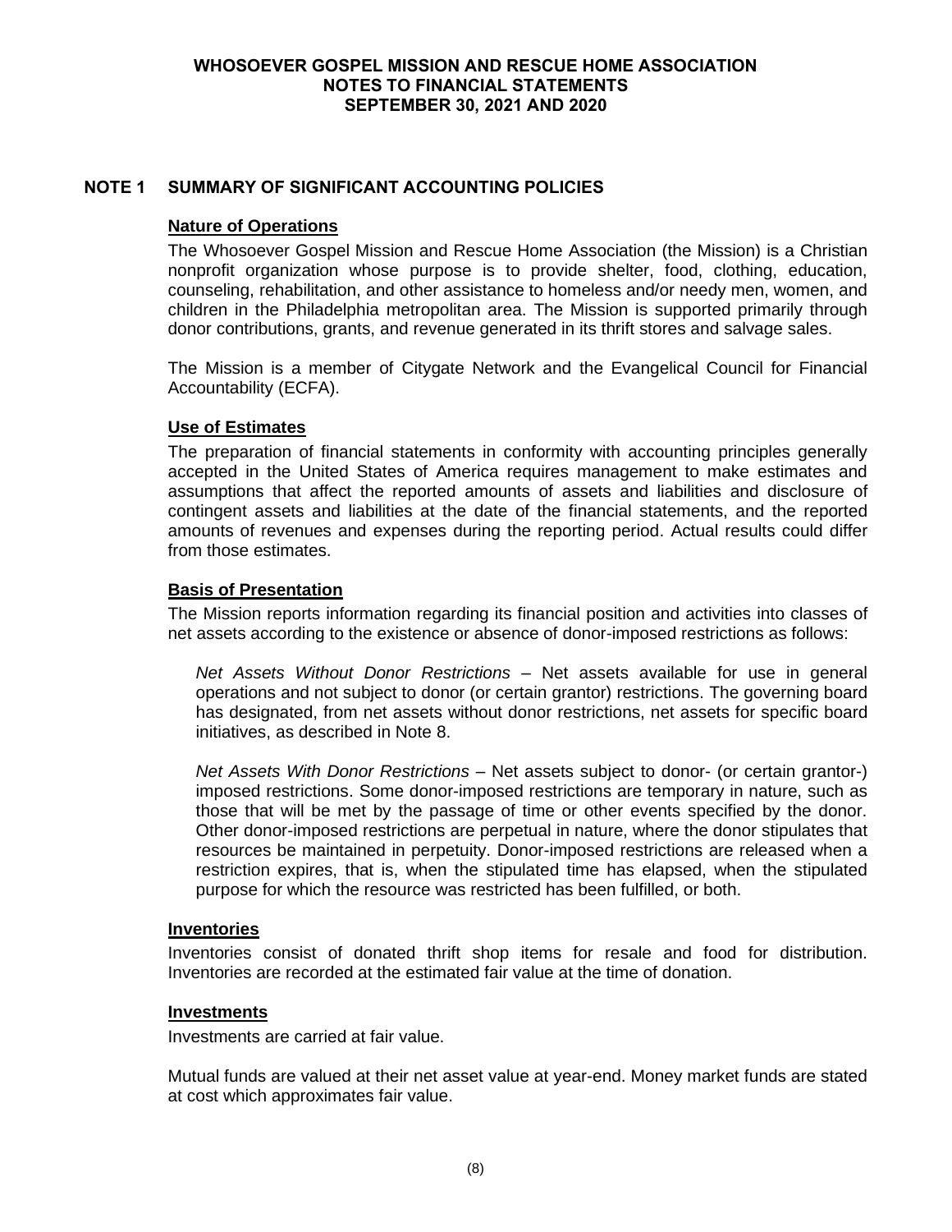## NOTE 1 SUMMARY OF SIGNIFICANT ACCOUNTING POLICIES

### Nature of Operations

The Whosoever Gospel Mission and Rescue Home Association (the Mission) is a Christian nonprofit organization whose purpose is to provide shelter, food, clothing, education, counseling, rehabilitation, and other assistance to homeless and/or needy men, women, and children in the Philadelphia metropolitan area. The Mission is supported primarily through donor contributions, grants, and revenue generated in its thrift stores and salvage sales.

The Mission is a member of Citygate Network and the Evangelical Council for Financial Accountability (ECFA).

### Use of Estimates

The preparation of financial statements in conformity with accounting principles generally accepted in the United States of America requires management to make estimates and assumptions that affect the reported amounts of assets and liabilities and disclosure of contingent assets and liabilities at the date of the financial statements, and the reported amounts of revenues and expenses during the reporting period. Actual results could differ from those estimates.

### Basis of Presentation

The Mission reports information regarding its financial position and activities into classes of net assets according to the existence or absence of donor-imposed restrictions as follows:

*Net Assets Without Donor Restrictions* – Net assets available for use in general operations and not subject to donor (or certain grantor) restrictions. The governing board has designated, from net assets without donor restrictions, net assets for specific board initiatives, as described in Note 8.

*Net Assets With Donor Restrictions* – Net assets subject to donor- (or certain grantor-) imposed restrictions. Some donor-imposed restrictions are temporary in nature, such as those that will be met by the passage of time or other events specified by the donor. Other donor-imposed restrictions are perpetual in nature, where the donor stipulates that resources be maintained in perpetuity. Donor-imposed restrictions are released when a restriction expires, that is, when the stipulated time has elapsed, when the stipulated purpose for which the resource was restricted has been fulfilled, or both.

### Inventories

Inventories consist of donated thrift shop items for resale and food for distribution. Inventories are recorded at the estimated fair value at the time of donation.

### Investments

Investments are carried at fair value.

Mutual funds are valued at their net asset value at year-end. Money market funds are stated at cost which approximates fair value.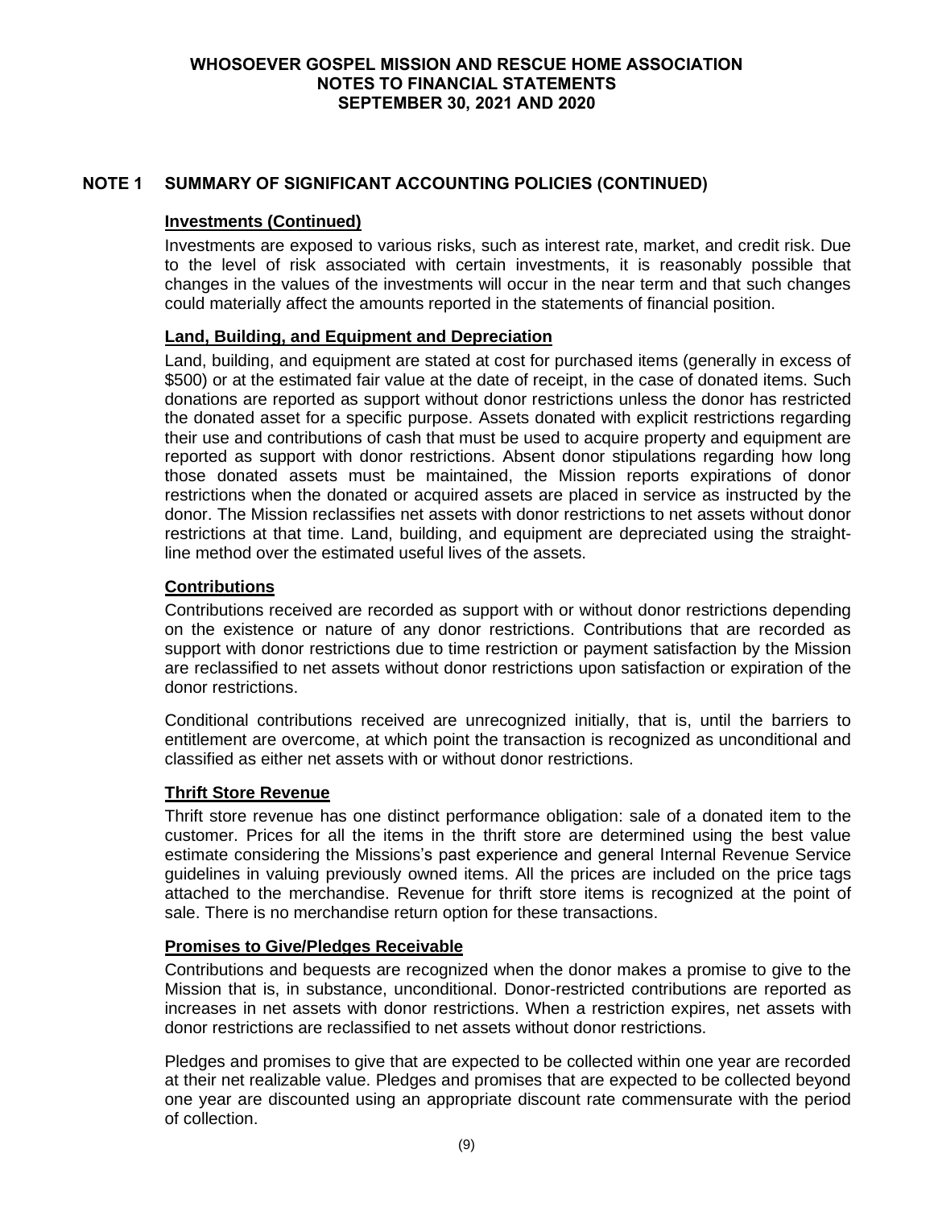## NOTE 1 SUMMARY OF SIGNIFICANT ACCOUNTING POLICIES (CONTINUED)

### Investments (Continued)

Investments are exposed to various risks, such as interest rate, market, and credit risk. Due to the level of risk associated with certain investments, it is reasonably possible that changes in the values of the investments will occur in the near term and that such changes could materially affect the amounts reported in the statements of financial position.

### Land, Building, and Equipment and Depreciation

Land, building, and equipment are stated at cost for purchased items (generally in excess of $500) or at the estimated fair value at the date of receipt, in the case of donated items. Such donations are reported as support without donor restrictions unless the donor has restricted the donated asset for a specific purpose. Assets donated with explicit restrictions regarding their use and contributions of cash that must be used to acquire property and equipment are reported as support with donor restrictions. Absent donor stipulations regarding how long those donated assets must be maintained, the Mission reports expirations of donor restrictions when the donated or acquired assets are placed in service as instructed by the donor. The Mission reclassifies net assets with donor restrictions to net assets without donor restrictions at that time. Land, building, and equipment are depreciated using the straight-line method over the estimated useful lives of the assets.

### Contributions

Contributions received are recorded as support with or without donor restrictions depending on the existence or nature of any donor restrictions. Contributions that are recorded as support with donor restrictions due to time restriction or payment satisfaction by the Mission are reclassified to net assets without donor restrictions upon satisfaction or expiration of the donor restrictions.

Conditional contributions received are unrecognized initially, that is, until the barriers to entitlement are overcome, at which point the transaction is recognized as unconditional and classified as either net assets with or without donor restrictions.

### Thrift Store Revenue

Thrift store revenue has one distinct performance obligation: sale of a donated item to the customer. Prices for all the items in the thrift store are determined using the best value estimate considering the Missions's past experience and general Internal Revenue Service guidelines in valuing previously owned items. All the prices are included on the price tags attached to the merchandise. Revenue for thrift store items is recognized at the point of sale. There is no merchandise return option for these transactions.

### Promises to Give/Pledges Receivable

Contributions and bequests are recognized when the donor makes a promise to give to the Mission that is, in substance, unconditional. Donor-restricted contributions are reported as increases in net assets with donor restrictions. When a restriction expires, net assets with donor restrictions are reclassified to net assets without donor restrictions.

Pledges and promises to give that are expected to be collected within one year are recorded at their net realizable value. Pledges and promises that are expected to be collected beyond one year are discounted using an appropriate discount rate commensurate with the period of collection.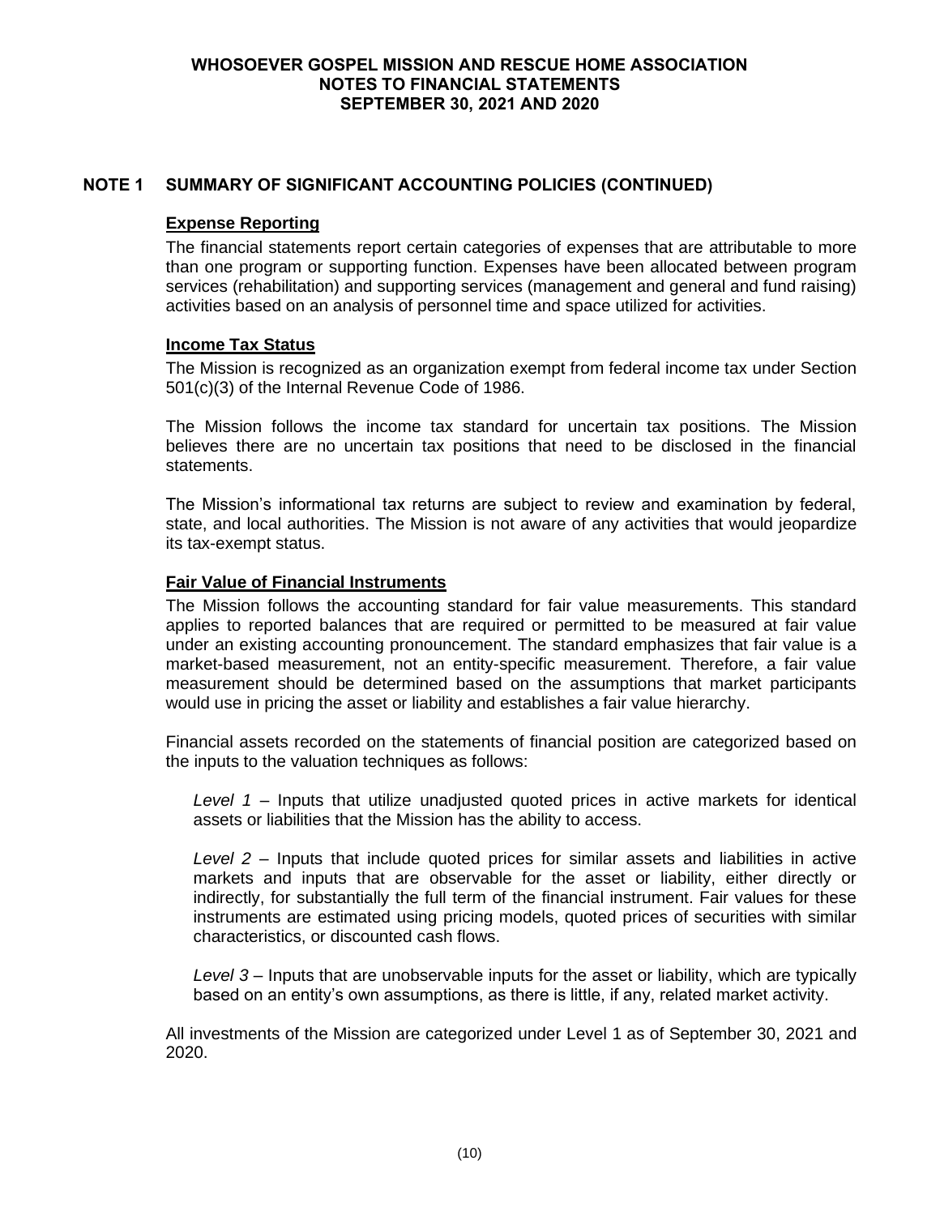## NOTE 1 SUMMARY OF SIGNIFICANT ACCOUNTING POLICIES (CONTINUED)

### Expense Reporting

The financial statements report certain categories of expenses that are attributable to more than one program or supporting function. Expenses have been allocated between program services (rehabilitation) and supporting services (management and general and fund raising) activities based on an analysis of personnel time and space utilized for activities.

### Income Tax Status

The Mission is recognized as an organization exempt from federal income tax under Section 501(c)(3) of the Internal Revenue Code of 1986.

The Mission follows the income tax standard for uncertain tax positions. The Mission believes there are no uncertain tax positions that need to be disclosed in the financial statements.

The Mission's informational tax returns are subject to review and examination by federal, state, and local authorities. The Mission is not aware of any activities that would jeopardize its tax-exempt status.

### Fair Value of Financial Instruments

The Mission follows the accounting standard for fair value measurements. This standard applies to reported balances that are required or permitted to be measured at fair value under an existing accounting pronouncement. The standard emphasizes that fair value is a market-based measurement, not an entity-specific measurement. Therefore, a fair value measurement should be determined based on the assumptions that market participants would use in pricing the asset or liability and establishes a fair value hierarchy.

Financial assets recorded on the statements of financial position are categorized based on the inputs to the valuation techniques as follows:

*Level 1* – Inputs that utilize unadjusted quoted prices in active markets for identical assets or liabilities that the Mission has the ability to access.

*Level 2* – Inputs that include quoted prices for similar assets and liabilities in active markets and inputs that are observable for the asset or liability, either directly or indirectly, for substantially the full term of the financial instrument. Fair values for these instruments are estimated using pricing models, quoted prices of securities with similar characteristics, or discounted cash flows.

*Level 3* – Inputs that are unobservable inputs for the asset or liability, which are typically based on an entity's own assumptions, as there is little, if any, related market activity.

All investments of the Mission are categorized under Level 1 as of September 30, 2021 and 2020.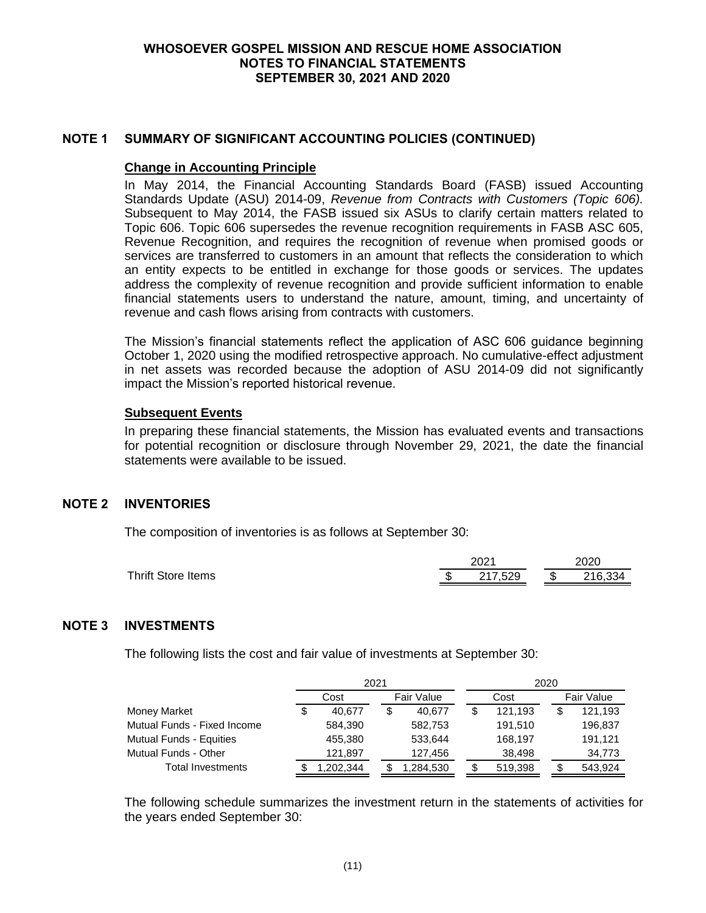## NOTE 1 SUMMARY OF SIGNIFICANT ACCOUNTING POLICIES (CONTINUED)

### Change in Accounting Principle

In May 2014, the Financial Accounting Standards Board (FASB) issued Accounting Standards Update (ASU) 2014-09, *Revenue from Contracts with Customers (Topic 606).* Subsequent to May 2014, the FASB issued six ASUs to clarify certain matters related to Topic 606. Topic 606 supersedes the revenue recognition requirements in FASB ASC 605, Revenue Recognition, and requires the recognition of revenue when promised goods or services are transferred to customers in an amount that reflects the consideration to which an entity expects to be entitled in exchange for those goods or services. The updates address the complexity of revenue recognition and provide sufficient information to enable financial statements users to understand the nature, amount, timing, and uncertainty of revenue and cash flows arising from contracts with customers.

The Mission's financial statements reflect the application of ASC 606 guidance beginning October 1, 2020 using the modified retrospective approach. No cumulative-effect adjustment in net assets was recorded because the adoption of ASU 2014-09 did not significantly impact the Mission's reported historical revenue.

### Subsequent Events

In preparing these financial statements, the Mission has evaluated events and transactions for potential recognition or disclosure through November 29, 2021, the date the financial statements were available to be issued.

## NOTE 2 INVENTORIES

The composition of inventories is as follows at September 30:

| | 2021 | 2020 |
|---|---|---|
| Thrift Store Items | $ 217,529 | $ 216,334 |

## NOTE 3 INVESTMENTS

The following lists the cost and fair value of investments at September 30:

| | 2021 | | 2020 | |
|---|---|---|---|---|
| | Cost | Fair Value | Cost | Fair Value |
| Money Market | $ 40,677 | $ 40,677 | $ 121,193 | $ 121,193 |
| Mutual Funds - Fixed Income | 584,390 | 582,753 | 191,510 | 196,837 |
| Mutual Funds - Equities | 455,380 | 533,644 | 168,197 | 191,121 |
| Mutual Funds - Other | 121,897 | 127,456 | 38,498 | 34,773 |
| Total Investments | $ 1,202,344 | $ 1,284,530 | $ 519,398 | $ 543,924 |

The following schedule summarizes the investment return in the statements of activities for the years ended September 30: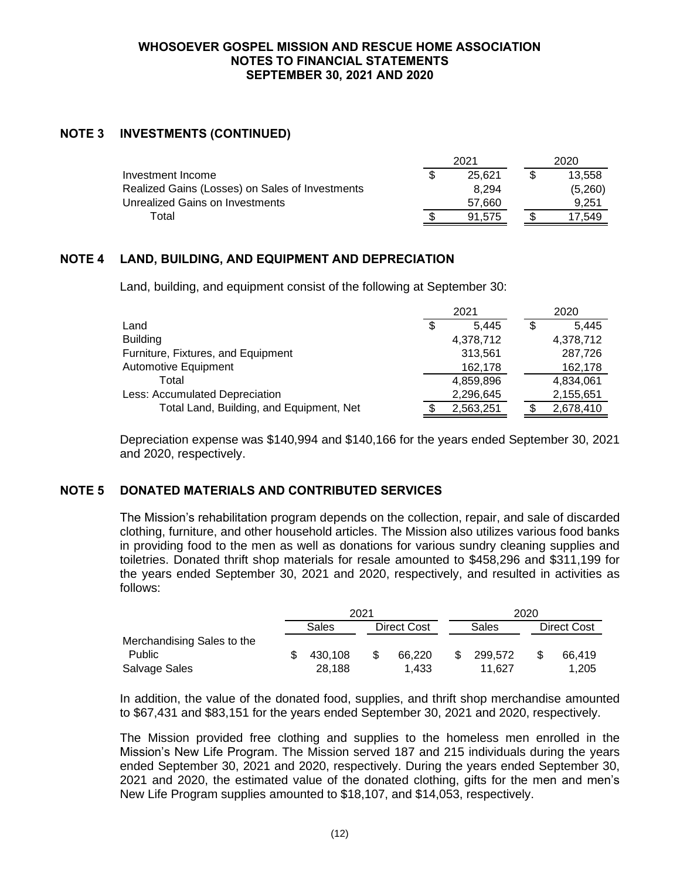## NOTE 3 INVESTMENTS (CONTINUED)

| | 2021 | 2020 |
|---|---|---|
| Investment Income | $ 25,621 | $ 13,558 |
| Realized Gains (Losses) on Sales of Investments | 8,294 | (5,260) |
| Unrealized Gains on Investments | 57,660 | 9,251 |
| Total | $ 91,575 | $ 17,549 |

## NOTE 4 LAND, BUILDING, AND EQUIPMENT AND DEPRECIATION

Land, building, and equipment consist of the following at September 30:

| | 2021 | 2020 |
|---|---|---|
| Land | $ 5,445 | $ 5,445 |
| Building | 4,378,712 | 4,378,712 |
| Furniture, Fixtures, and Equipment | 313,561 | 287,726 |
| Automotive Equipment | 162,178 | 162,178 |
| Total | 4,859,896 | 4,834,061 |
| Less: Accumulated Depreciation | 2,296,645 | 2,155,651 |
| Total Land, Building, and Equipment, Net | $ 2,563,251 | $ 2,678,410 |

Depreciation expense was $140,994 and $140,166 for the years ended September 30, 2021 and 2020, respectively.

## NOTE 5 DONATED MATERIALS AND CONTRIBUTED SERVICES

The Mission's rehabilitation program depends on the collection, repair, and sale of discarded clothing, furniture, and other household articles. The Mission also utilizes various food banks in providing food to the men as well as donations for various sundry cleaning supplies and toiletries. Donated thrift shop materials for resale amounted to $458,296 and $311,199 for the years ended September 30, 2021 and 2020, respectively, and resulted in activities as follows:

| | 2021 | | 2020 | |
|---|---|---|---|---|
| | Sales | Direct Cost | Sales | Direct Cost |
| Merchandising Sales to the Public | $ 430,108 | $ 66,220 | $ 299,572 | $ 66,419 |
| Salvage Sales | 28,188 | 1,433 | 11,627 | 1,205 |

In addition, the value of the donated food, supplies, and thrift shop merchandise amounted to $67,431 and $83,151 for the years ended September 30, 2021 and 2020, respectively.

The Mission provided free clothing and supplies to the homeless men enrolled in the Mission's New Life Program. The Mission served 187 and 215 individuals during the years ended September 30, 2021 and 2020, respectively. During the years ended September 30, 2021 and 2020, the estimated value of the donated clothing, gifts for the men and men's New Life Program supplies amounted to $18,107, and $14,053, respectively.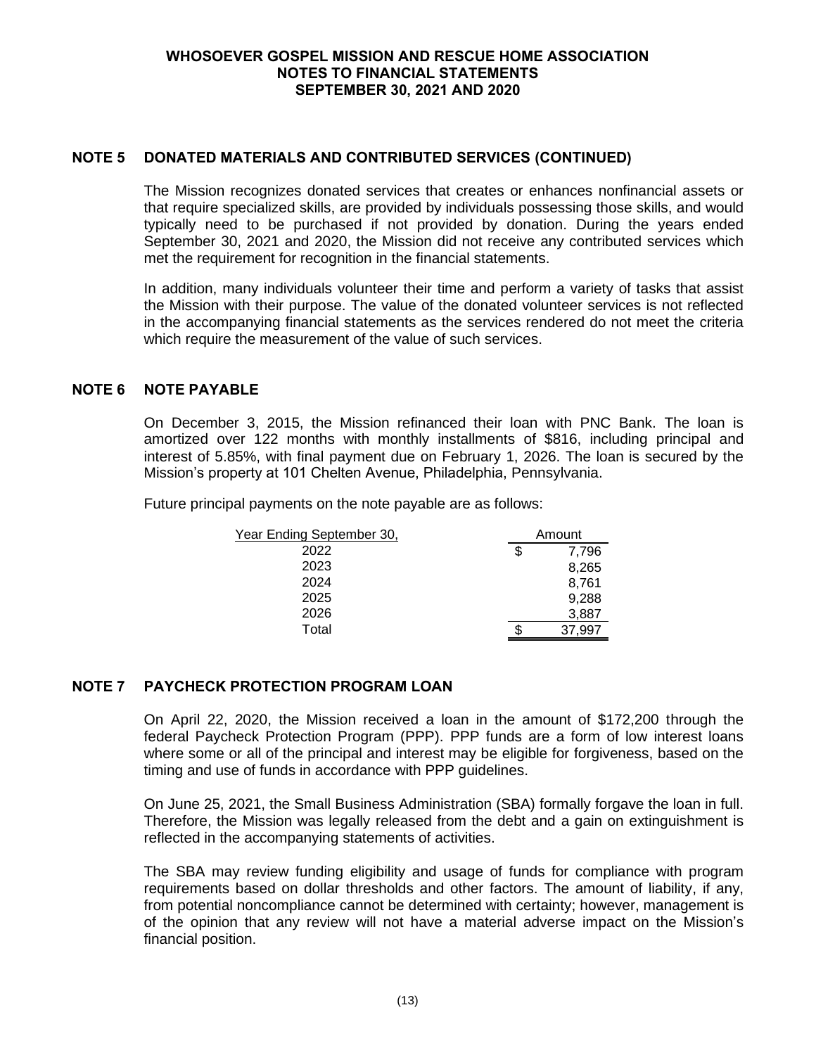## NOTE 5 DONATED MATERIALS AND CONTRIBUTED SERVICES (CONTINUED)

The Mission recognizes donated services that creates or enhances nonfinancial assets or that require specialized skills, are provided by individuals possessing those skills, and would typically need to be purchased if not provided by donation. During the years ended September 30, 2021 and 2020, the Mission did not receive any contributed services which met the requirement for recognition in the financial statements.

In addition, many individuals volunteer their time and perform a variety of tasks that assist the Mission with their purpose. The value of the donated volunteer services is not reflected in the accompanying financial statements as the services rendered do not meet the criteria which require the measurement of the value of such services.

## NOTE 6 NOTE PAYABLE

On December 3, 2015, the Mission refinanced their loan with PNC Bank. The loan is amortized over 122 months with monthly installments of $816, including principal and interest of 5.85%, with final payment due on February 1, 2026. The loan is secured by the Mission's property at 101 Chelten Avenue, Philadelphia, Pennsylvania.

Future principal payments on the note payable are as follows:

| Year Ending September 30, | Amount |
|---|---|
| 2022 | $ 7,796 |
| 2023 | 8,265 |
| 2024 | 8,761 |
| 2025 | 9,288 |
| 2026 | 3,887 |
| Total | $ 37,997 |

## NOTE 7 PAYCHECK PROTECTION PROGRAM LOAN

On April 22, 2020, the Mission received a loan in the amount of $172,200 through the federal Paycheck Protection Program (PPP). PPP funds are a form of low interest loans where some or all of the principal and interest may be eligible for forgiveness, based on the timing and use of funds in accordance with PPP guidelines.

On June 25, 2021, the Small Business Administration (SBA) formally forgave the loan in full. Therefore, the Mission was legally released from the debt and a gain on extinguishment is reflected in the accompanying statements of activities.

The SBA may review funding eligibility and usage of funds for compliance with program requirements based on dollar thresholds and other factors. The amount of liability, if any, from potential noncompliance cannot be determined with certainty; however, management is of the opinion that any review will not have a material adverse impact on the Mission's financial position.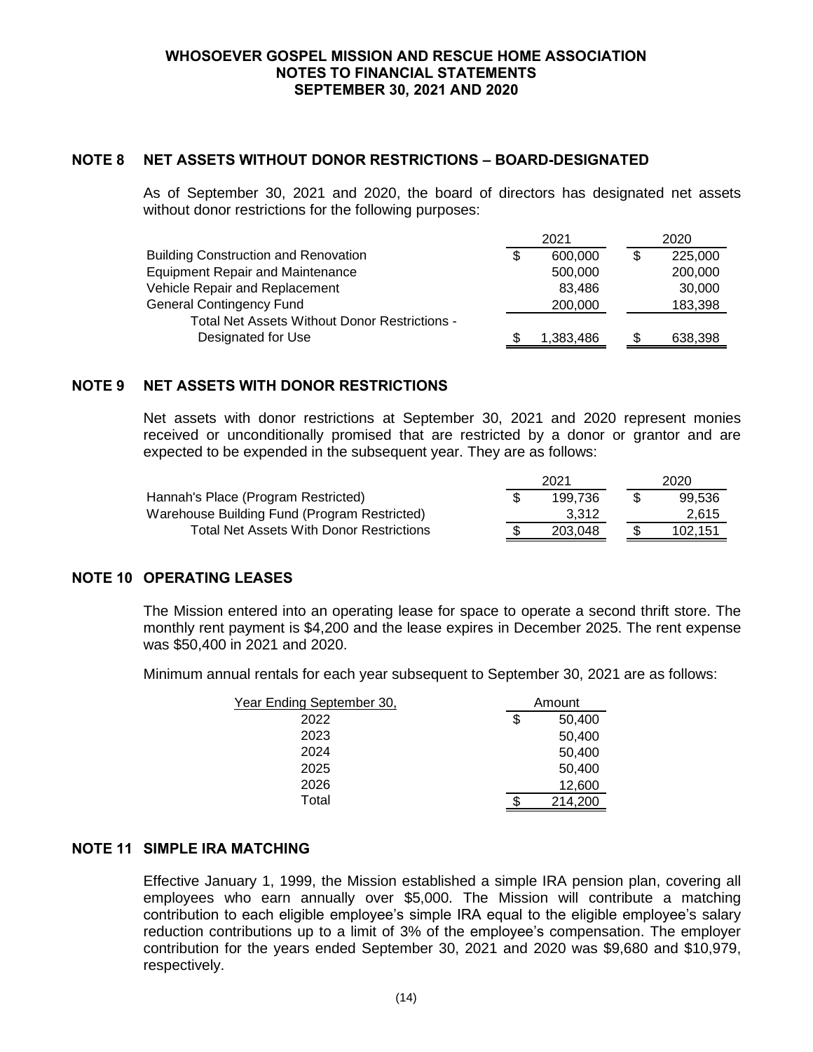## NOTE 8 NET ASSETS WITHOUT DONOR RESTRICTIONS – BOARD-DESIGNATED

As of September 30, 2021 and 2020, the board of directors has designated net assets without donor restrictions for the following purposes:

| | 2021 | 2020 |
|---|---|---|
| Building Construction and Renovation | $ 600,000 | $ 225,000 |
| Equipment Repair and Maintenance | 500,000 | 200,000 |
| Vehicle Repair and Replacement | 83,486 | 30,000 |
| General Contingency Fund | 200,000 | 183,398 |
| Total Net Assets Without Donor Restrictions - Designated for Use | $ 1,383,486 | $ 638,398 |

## NOTE 9 NET ASSETS WITH DONOR RESTRICTIONS

Net assets with donor restrictions at September 30, 2021 and 2020 represent monies received or unconditionally promised that are restricted by a donor or grantor and are expected to be expended in the subsequent year. They are as follows:

| | 2021 | 2020 |
|---|---|---|
| Hannah's Place (Program Restricted) | $ 199,736 | $ 99,536 |
| Warehouse Building Fund (Program Restricted) | 3,312 | 2,615 |
| Total Net Assets With Donor Restrictions | $ 203,048 | $ 102,151 |

## NOTE 10 OPERATING LEASES

The Mission entered into an operating lease for space to operate a second thrift store. The monthly rent payment is $4,200 and the lease expires in December 2025. The rent expense was $50,400 in 2021 and 2020.

Minimum annual rentals for each year subsequent to September 30, 2021 are as follows:

| Year Ending September 30, | Amount |
|---|---|
| 2022 | $ 50,400 |
| 2023 | 50,400 |
| 2024 | 50,400 |
| 2025 | 50,400 |
| 2026 | 12,600 |
| Total | $ 214,200 |

## NOTE 11 SIMPLE IRA MATCHING

Effective January 1, 1999, the Mission established a simple IRA pension plan, covering all employees who earn annually over $5,000. The Mission will contribute a matching contribution to each eligible employee's simple IRA equal to the eligible employee's salary reduction contributions up to a limit of 3% of the employee's compensation. The employer contribution for the years ended September 30, 2021 and 2020 was $9,680 and $10,979, respectively.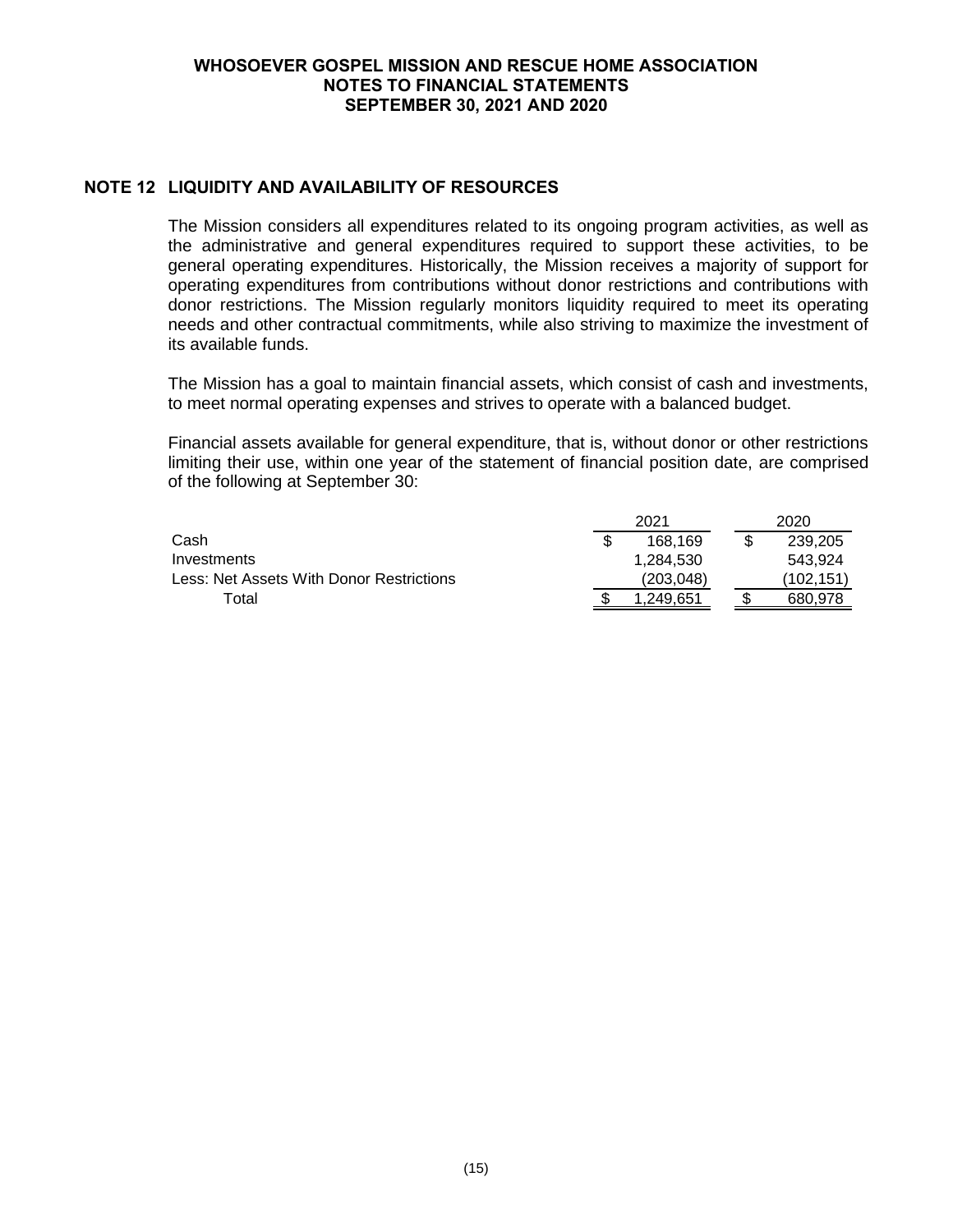## NOTE 12 LIQUIDITY AND AVAILABILITY OF RESOURCES

The Mission considers all expenditures related to its ongoing program activities, as well as the administrative and general expenditures required to support these activities, to be general operating expenditures. Historically, the Mission receives a majority of support for operating expenditures from contributions without donor restrictions and contributions with donor restrictions. The Mission regularly monitors liquidity required to meet its operating needs and other contractual commitments, while also striving to maximize the investment of its available funds.

The Mission has a goal to maintain financial assets, which consist of cash and investments, to meet normal operating expenses and strives to operate with a balanced budget.

Financial assets available for general expenditure, that is, without donor or other restrictions limiting their use, within one year of the statement of financial position date, are comprised of the following at September 30:

| | 2021 | 2020 |
|---|---|---|
| Cash | $ 168,169 | $ 239,205 |
| Investments | 1,284,530 | 543,924 |
| Less: Net Assets With Donor Restrictions | (203,048) | (102,151) |
| Total | $ 1,249,651 | $ 680,978 |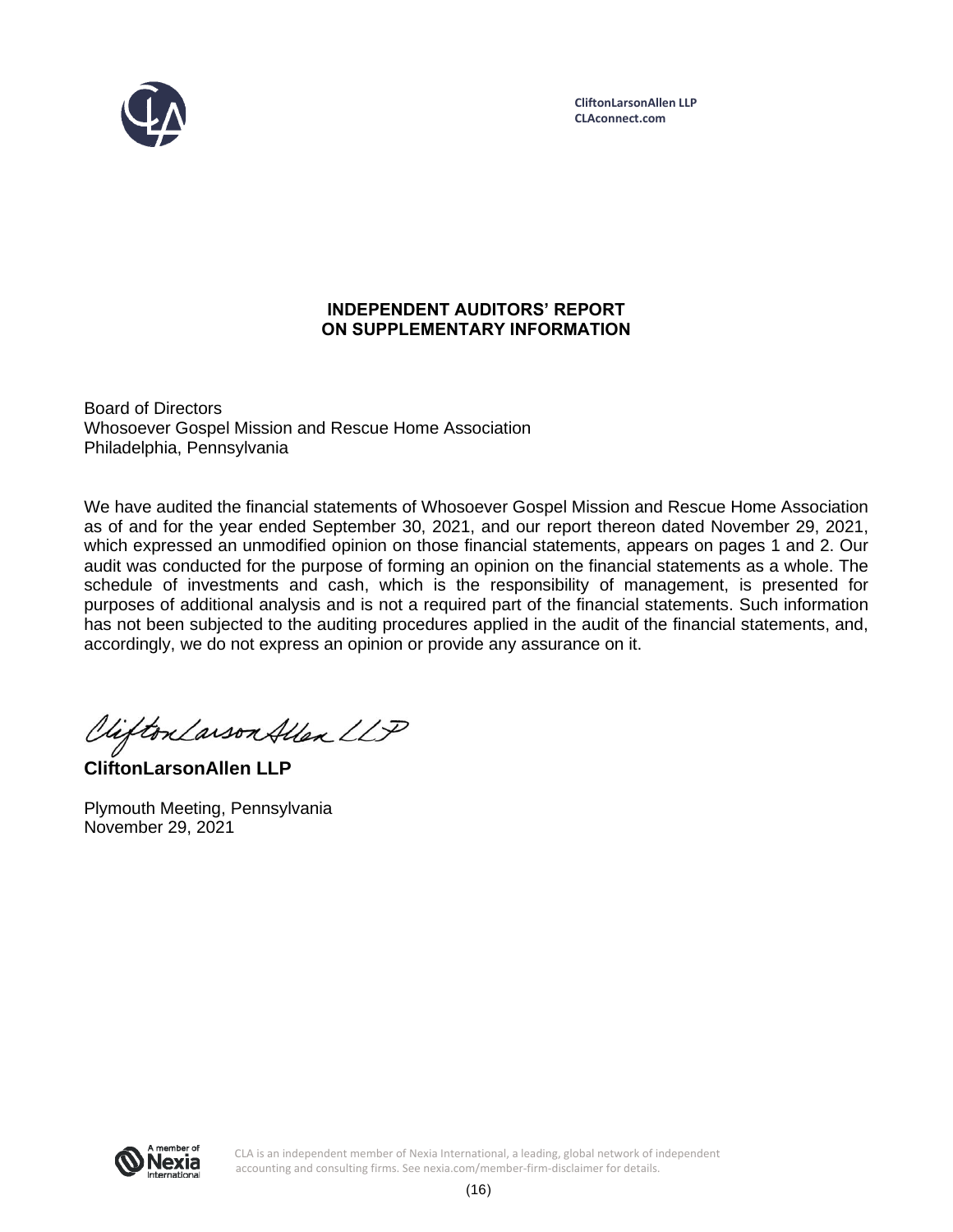CliftonLarsonAllen LLP
CLAconnect.com

# INDEPENDENT AUDITORS' REPORT ON SUPPLEMENTARY INFORMATION

Board of Directors
Whosoever Gospel Mission and Rescue Home Association
Philadelphia, Pennsylvania

We have audited the financial statements of Whosoever Gospel Mission and Rescue Home Association as of and for the year ended September 30, 2021, and our report thereon dated November 29, 2021, which expressed an unmodified opinion on those financial statements, appears on pages 1 and 2. Our audit was conducted for the purpose of forming an opinion on the financial statements as a whole. The schedule of investments and cash, which is the responsibility of management, is presented for purposes of additional analysis and is not a required part of the financial statements. Such information has not been subjected to the auditing procedures applied in the audit of the financial statements, and, accordingly, we do not express an opinion or provide any assurance on it.

*CliftonLarsonAllen LLP*

**CliftonLarsonAllen LLP**

Plymouth Meeting, Pennsylvania
November 29, 2021

CLA is an independent member of Nexia International, a leading, global network of independent accounting and consulting firms. See nexia.com/member-firm-disclaimer for details.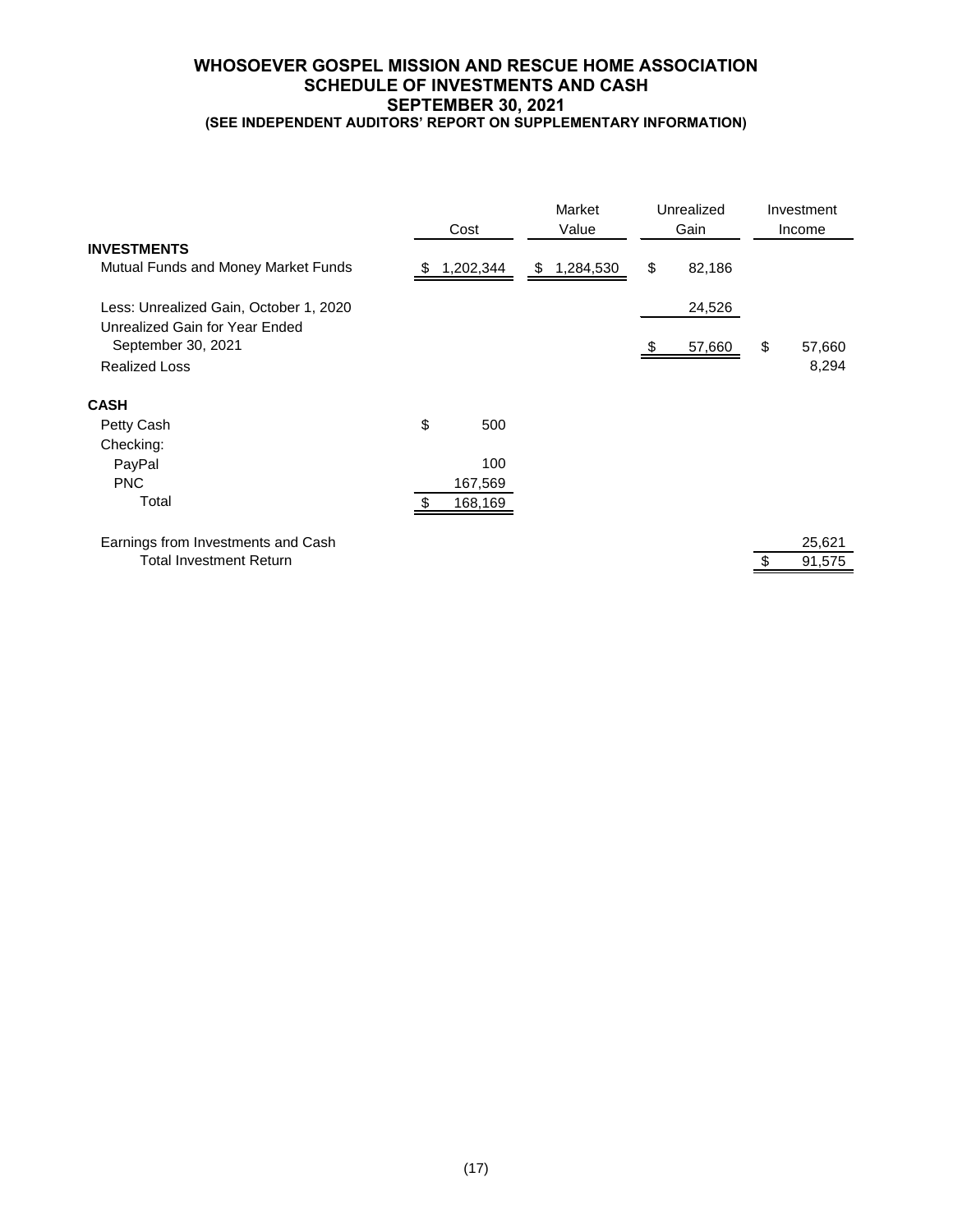# WHOSOEVER GOSPEL MISSION AND RESCUE HOME ASSOCIATION
## SCHEDULE OF INVESTMENTS AND CASH
## SEPTEMBER 30, 2021
### (SEE INDEPENDENT AUDITORS' REPORT ON SUPPLEMENTARY INFORMATION)

| | Cost | Market Value | Unrealized Gain | Investment Income |
|---|---|---|---|---|
| **INVESTMENTS** | | | | |
| Mutual Funds and Money Market Funds | $ 1,202,344 | $ 1,284,530 | $ 82,186 | |
| Less: Unrealized Gain, October 1, 2020 | | | 24,526 | |
| Unrealized Gain for Year Ended September 30, 2021 | | | $ 57,660 | $ 57,660 |
| Realized Loss | | | | 8,294 |
| **CASH** | | | | |
| Petty Cash | $ 500 | | | |
| Checking: | | | | |
| PayPal | 100 | | | |
| PNC | 167,569 | | | |
| Total | $ 168,169 | | | |
| Earnings from Investments and Cash | | | | 25,621 |
| Total Investment Return | | | | $ 91,575 |